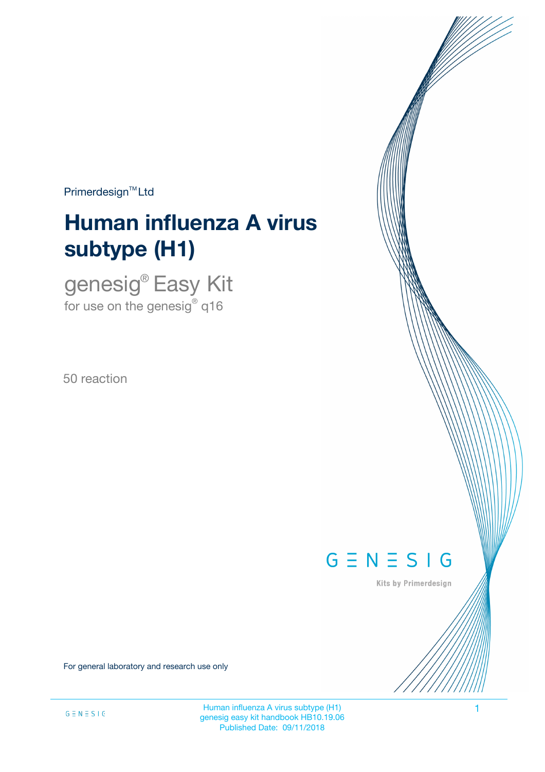Primerdesign™ Ltd

# Human influenza A virus subtype (H1)

## genesig® Easy Kit

for use on the genesig® q16

50 reaction

GENESIG

Kits by Primerdesign

For general laboratory and research use only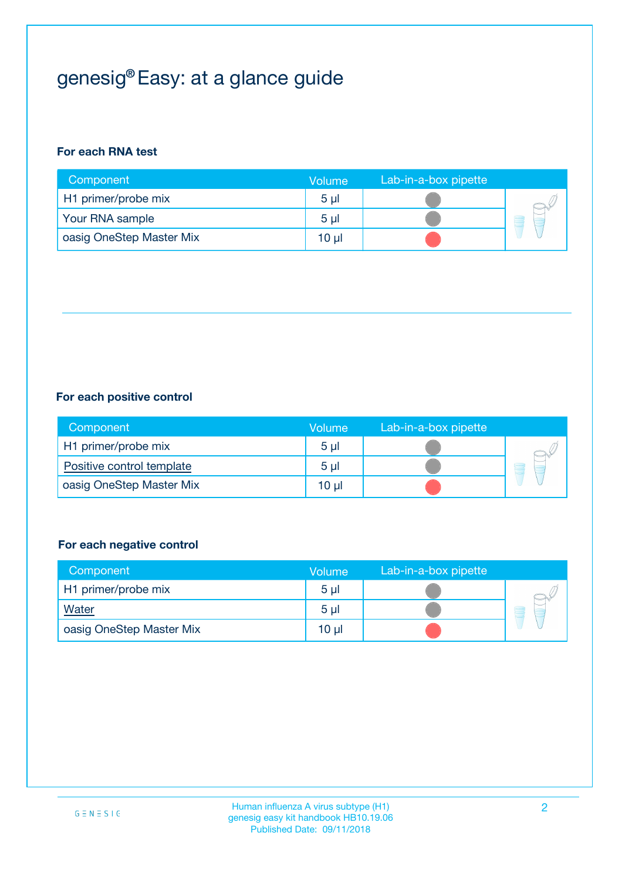# genesig® Easy: at a glance guide

**For each RNA test**

| Component | Volume | Lab-in-a-box pipette |
|---|---|---|
| H1 primer/probe mix | 5 µl | |
| Your RNA sample | 5 µl | |
| oasig OneStep Master Mix | 10 µl | |

**For each positive control**

| Component | Volume | Lab-in-a-box pipette |
|---|---|---|
| H1 primer/probe mix | 5 µl | |
| Positive control template | 5 µl | |
| oasig OneStep Master Mix | 10 µl | |

**For each negative control**

| Component | Volume | Lab-in-a-box pipette |
|---|---|---|
| H1 primer/probe mix | 5 µl | |
| Water | 5 µl | |
| oasig OneStep Master Mix | 10 µl | |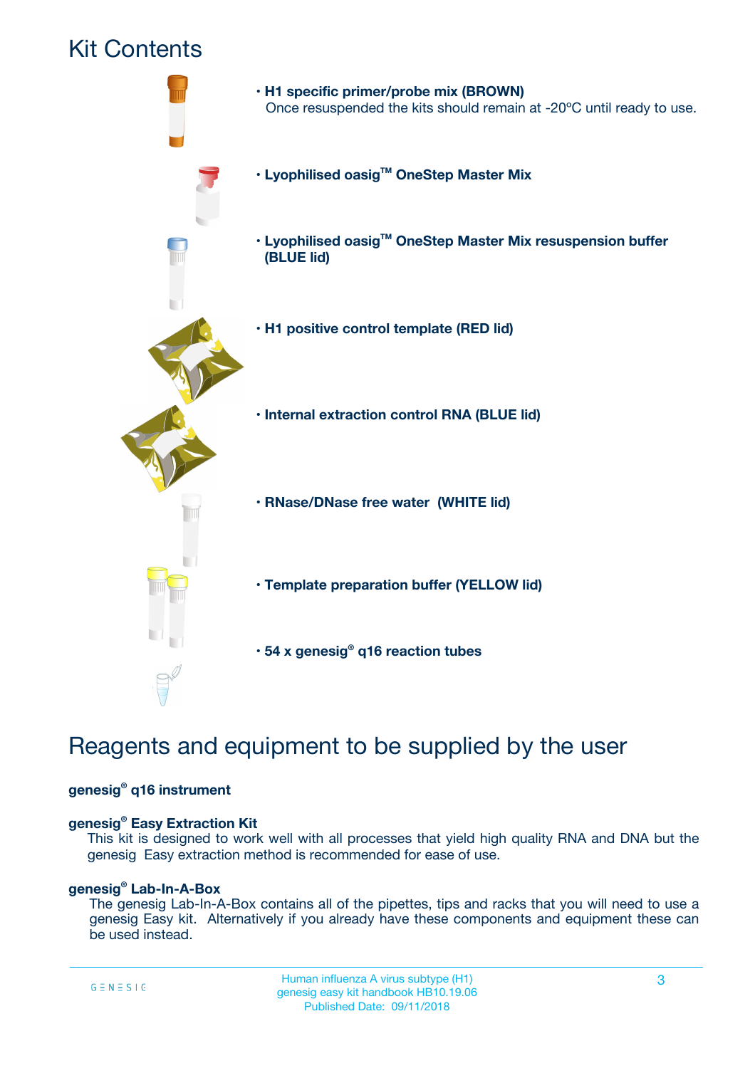# Kit Contents

- **H1 specific primer/probe mix (BROWN)**
  Once resuspended the kits should remain at -20ºC until ready to use.
- **Lyophilised oasig™ OneStep Master Mix**
- **Lyophilised oasig™ OneStep Master Mix resuspension buffer (BLUE lid)**
- **H1 positive control template (RED lid)**
- **Internal extraction control RNA (BLUE lid)**
- **RNase/DNase free water (WHITE lid)**
- **Template preparation buffer (YELLOW lid)**
- **54 x genesig® q16 reaction tubes**

# Reagents and equipment to be supplied by the user

**genesig® q16 instrument**

**genesig® Easy Extraction Kit**
This kit is designed to work well with all processes that yield high quality RNA and DNA but the genesig Easy extraction method is recommended for ease of use.

**genesig® Lab-In-A-Box**
The genesig Lab-In-A-Box contains all of the pipettes, tips and racks that you will need to use a genesig Easy kit. Alternatively if you already have these components and equipment these can be used instead.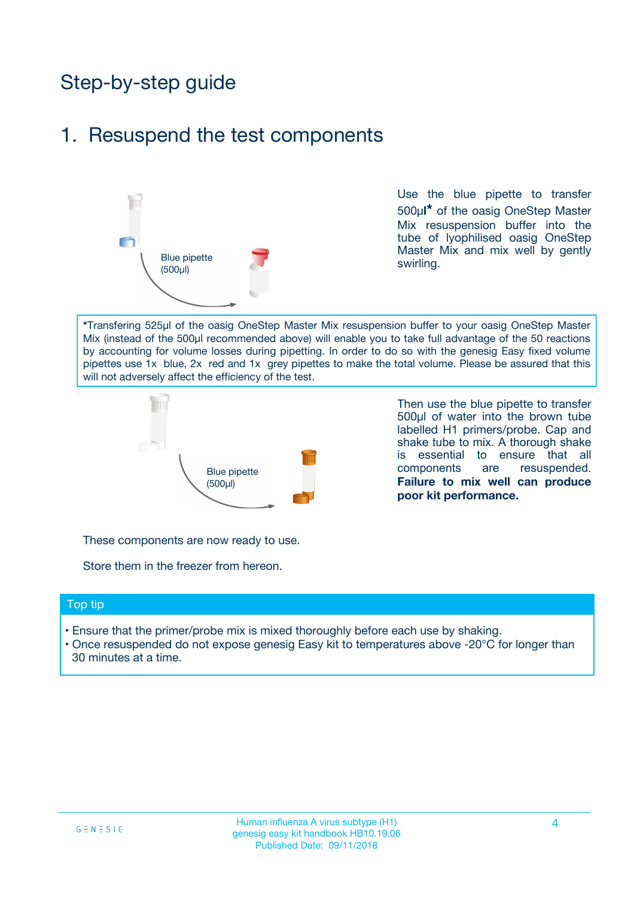# Step-by-step guide

## 1. Resuspend the test components

Blue pipette (500µl)

Use the blue pipette to transfer 500µl* of the oasig OneStep Master Mix resuspension buffer into the tube of lyophilised oasig OneStep Master Mix and mix well by gently swirling.

*Transfering 525µl of the oasig OneStep Master Mix resuspension buffer to your oasig OneStep Master Mix (instead of the 500µl recommended above) will enable you to take full advantage of the 50 reactions by accounting for volume losses during pipetting. In order to do so with the genesig Easy fixed volume pipettes use 1x blue, 2x red and 1x grey pipettes to make the total volume. Please be assured that this will not adversely affect the efficiency of the test.

Blue pipette (500µl)

Then use the blue pipette to transfer 500µl of water into the brown tube labelled H1 primers/probe. Cap and shake tube to mix. A thorough shake is essential to ensure that all components are resuspended. **Failure to mix well can produce poor kit performance.**

These components are now ready to use.

Store them in the freezer from hereon.

### Top tip

- Ensure that the primer/probe mix is mixed thoroughly before each use by shaking.
- Once resuspended do not expose genesig Easy kit to temperatures above -20°C for longer than 30 minutes at a time.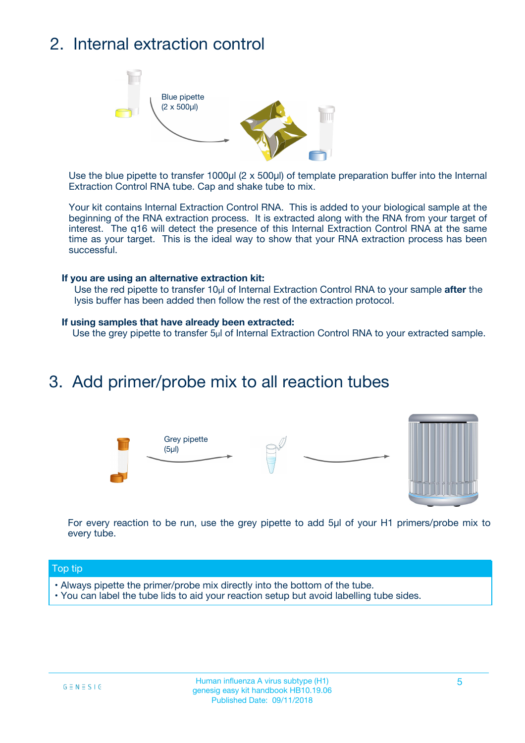## 2. Internal extraction control

Blue pipette
(2 x 500µl)

Use the blue pipette to transfer 1000µl (2 x 500µl) of template preparation buffer into the Internal Extraction Control RNA tube. Cap and shake tube to mix.

Your kit contains Internal Extraction Control RNA. This is added to your biological sample at the beginning of the RNA extraction process. It is extracted along with the RNA from your target of interest. The q16 will detect the presence of this Internal Extraction Control RNA at the same time as your target. This is the ideal way to show that your RNA extraction process has been successful.

**If you are using an alternative extraction kit:**

Use the red pipette to transfer 10µl of Internal Extraction Control RNA to your sample **after** the lysis buffer has been added then follow the rest of the extraction protocol.

**If using samples that have already been extracted:**

Use the grey pipette to transfer 5µl of Internal Extraction Control RNA to your extracted sample.

## 3. Add primer/probe mix to all reaction tubes

Grey pipette
(5µl)

For every reaction to be run, use the grey pipette to add 5µl of your H1 primers/probe mix to every tube.

**Top tip**

- Always pipette the primer/probe mix directly into the bottom of the tube.
- You can label the tube lids to aid your reaction setup but avoid labelling tube sides.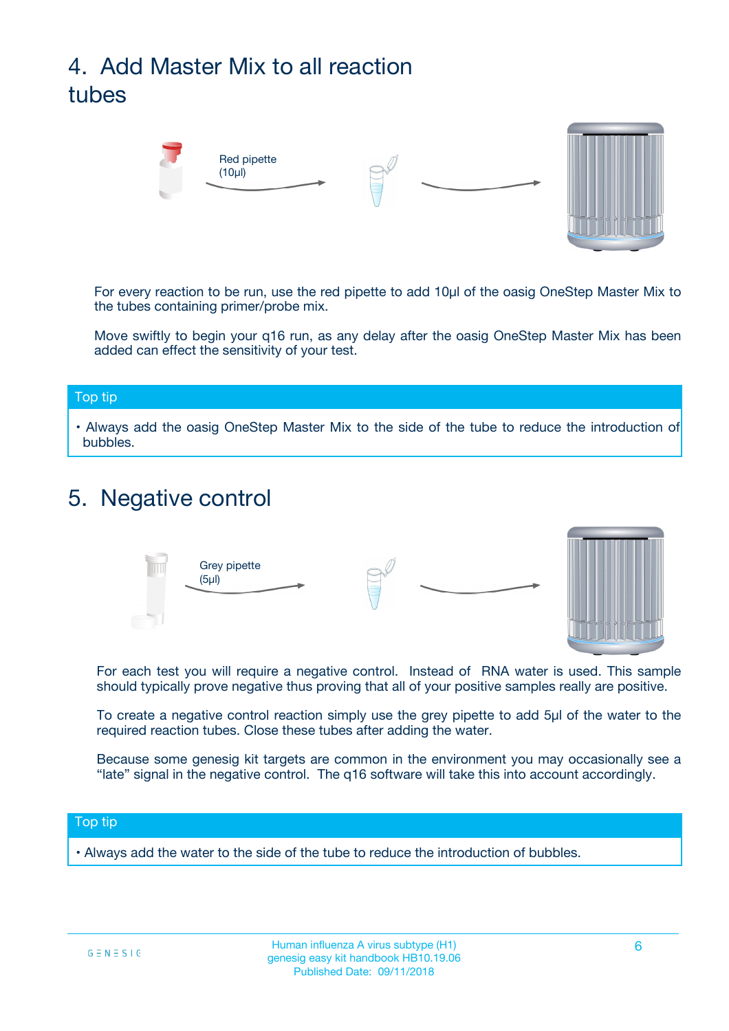## 4. Add Master Mix to all reaction tubes

Red pipette (10µl)

For every reaction to be run, use the red pipette to add 10µl of the oasig OneStep Master Mix to the tubes containing primer/probe mix.

Move swiftly to begin your q16 run, as any delay after the oasig OneStep Master Mix has been added can effect the sensitivity of your test.

**Top tip**

- Always add the oasig OneStep Master Mix to the side of the tube to reduce the introduction of bubbles.

## 5. Negative control

Grey pipette (5µl)

For each test you will require a negative control. Instead of RNA water is used. This sample should typically prove negative thus proving that all of your positive samples really are positive.

To create a negative control reaction simply use the grey pipette to add 5µl of the water to the required reaction tubes. Close these tubes after adding the water.

Because some genesig kit targets are common in the environment you may occasionally see a "late" signal in the negative control. The q16 software will take this into account accordingly.

**Top tip**

- Always add the water to the side of the tube to reduce the introduction of bubbles.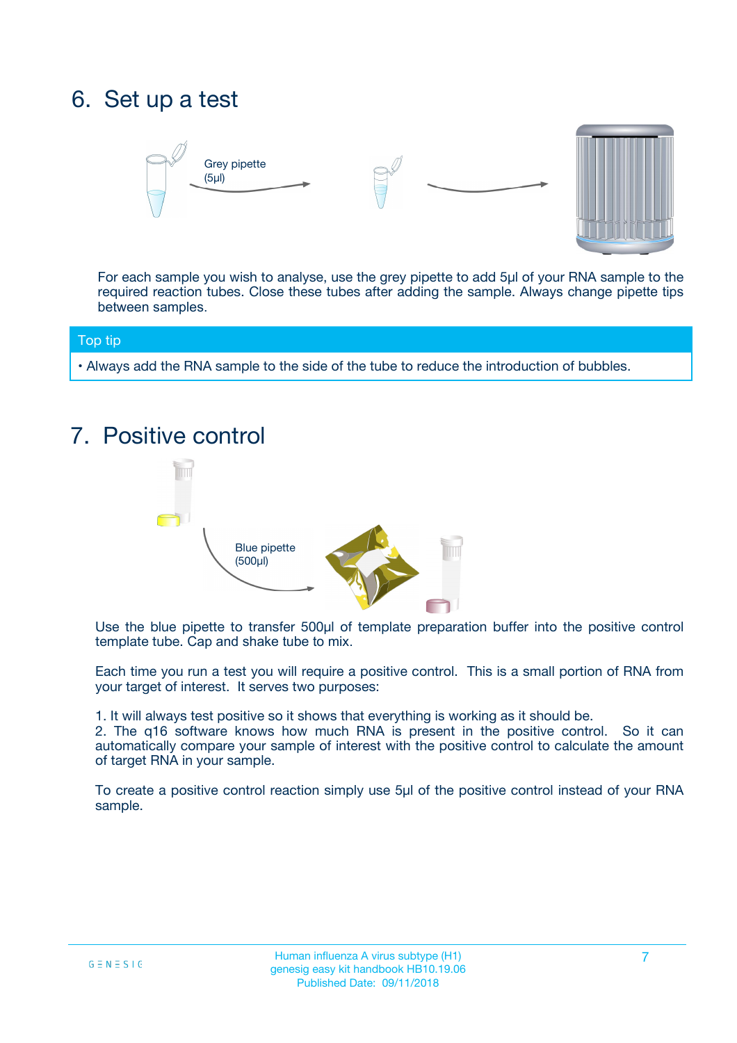## 6. Set up a test

Grey pipette (5µl)

For each sample you wish to analyse, use the grey pipette to add 5µl of your RNA sample to the required reaction tubes. Close these tubes after adding the sample. Always change pipette tips between samples.

**Top tip**

- Always add the RNA sample to the side of the tube to reduce the introduction of bubbles.

## 7. Positive control

Blue pipette (500µl)

Use the blue pipette to transfer 500µl of template preparation buffer into the positive control template tube. Cap and shake tube to mix.

Each time you run a test you will require a positive control. This is a small portion of RNA from your target of interest. It serves two purposes:

1. It will always test positive so it shows that everything is working as it should be.
2. The q16 software knows how much RNA is present in the positive control. So it can automatically compare your sample of interest with the positive control to calculate the amount of target RNA in your sample.

To create a positive control reaction simply use 5µl of the positive control instead of your RNA sample.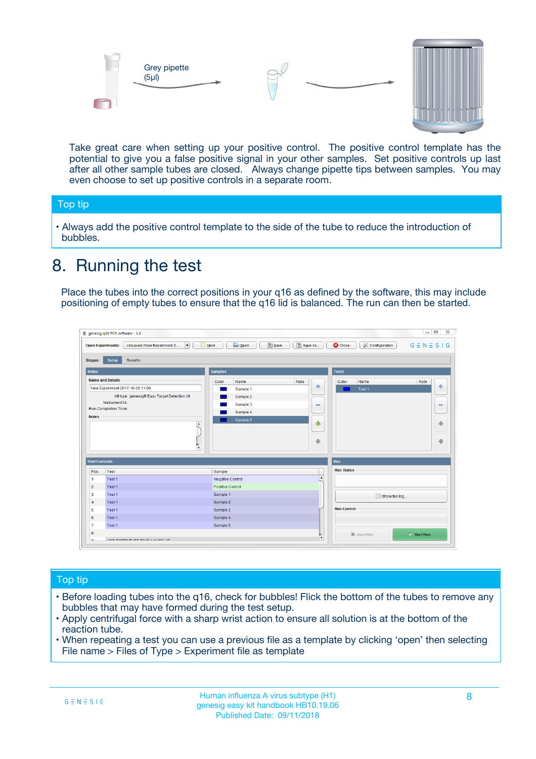Grey pipette (5µl)

Take great care when setting up your positive control. The positive control template has the potential to give you a false positive signal in your other samples. Set positive controls up last after all other sample tubes are closed. Always change pipette tips between samples. You may even choose to set up positive controls in a separate room.

## Top tip

- Always add the positive control template to the side of the tube to reduce the introduction of bubbles.

# 8. Running the test

Place the tubes into the correct positions in your q16 as defined by the software, this may include positioning of empty tubes to ensure that the q16 lid is balanced. The run can then be started.

## Top tip

- Before loading tubes into the q16, check for bubbles! Flick the bottom of the tubes to remove any bubbles that may have formed during the test setup.
- Apply centrifugal force with a sharp wrist action to ensure all solution is at the bottom of the reaction tube.
- When repeating a test you can use a previous file as a template by clicking 'open' then selecting File name > Files of Type > Experiment file as template

Human influenza A virus subtype (H1)
genesig easy kit handbook HB10.19.06
Published Date: 09/11/2018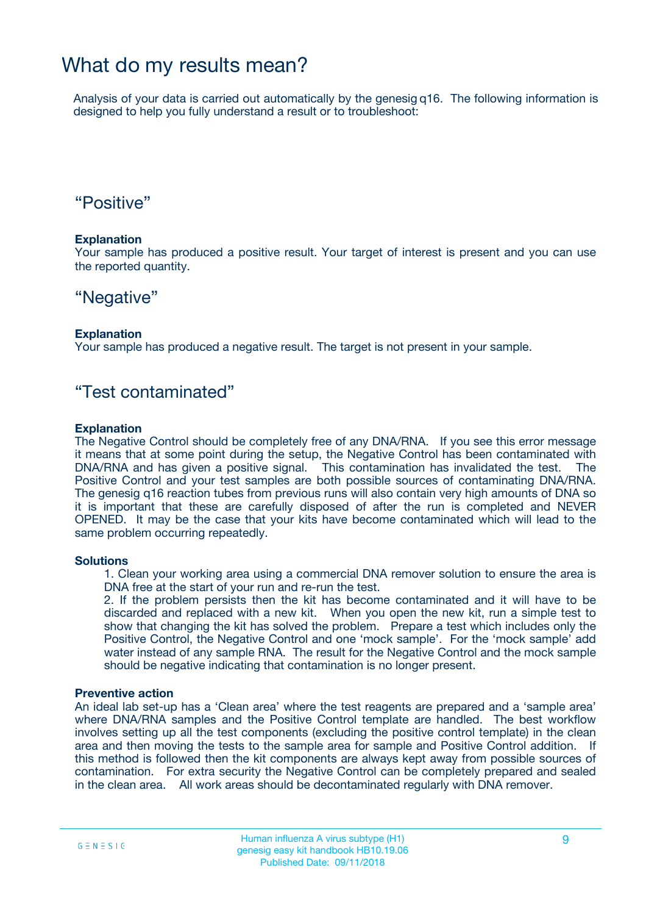# What do my results mean?

Analysis of your data is carried out automatically by the genesig q16. The following information is designed to help you fully understand a result or to troubleshoot:

## "Positive"

**Explanation**
Your sample has produced a positive result. Your target of interest is present and you can use the reported quantity.

## "Negative"

**Explanation**
Your sample has produced a negative result. The target is not present in your sample.

## "Test contaminated"

**Explanation**
The Negative Control should be completely free of any DNA/RNA. If you see this error message it means that at some point during the setup, the Negative Control has been contaminated with DNA/RNA and has given a positive signal. This contamination has invalidated the test. The Positive Control and your test samples are both possible sources of contaminating DNA/RNA. The genesig q16 reaction tubes from previous runs will also contain very high amounts of DNA so it is important that these are carefully disposed of after the run is completed and NEVER OPENED. It may be the case that your kits have become contaminated which will lead to the same problem occurring repeatedly.

**Solutions**

1. Clean your working area using a commercial DNA remover solution to ensure the area is DNA free at the start of your run and re-run the test.
2. If the problem persists then the kit has become contaminated and it will have to be discarded and replaced with a new kit. When you open the new kit, run a simple test to show that changing the kit has solved the problem. Prepare a test which includes only the Positive Control, the Negative Control and one 'mock sample'. For the 'mock sample' add water instead of any sample RNA. The result for the Negative Control and the mock sample should be negative indicating that contamination is no longer present.

**Preventive action**
An ideal lab set-up has a 'Clean area' where the test reagents are prepared and a 'sample area' where DNA/RNA samples and the Positive Control template are handled. The best workflow involves setting up all the test components (excluding the positive control template) in the clean area and then moving the tests to the sample area for sample and Positive Control addition. If this method is followed then the kit components are always kept away from possible sources of contamination. For extra security the Negative Control can be completely prepared and sealed in the clean area. All work areas should be decontaminated regularly with DNA remover.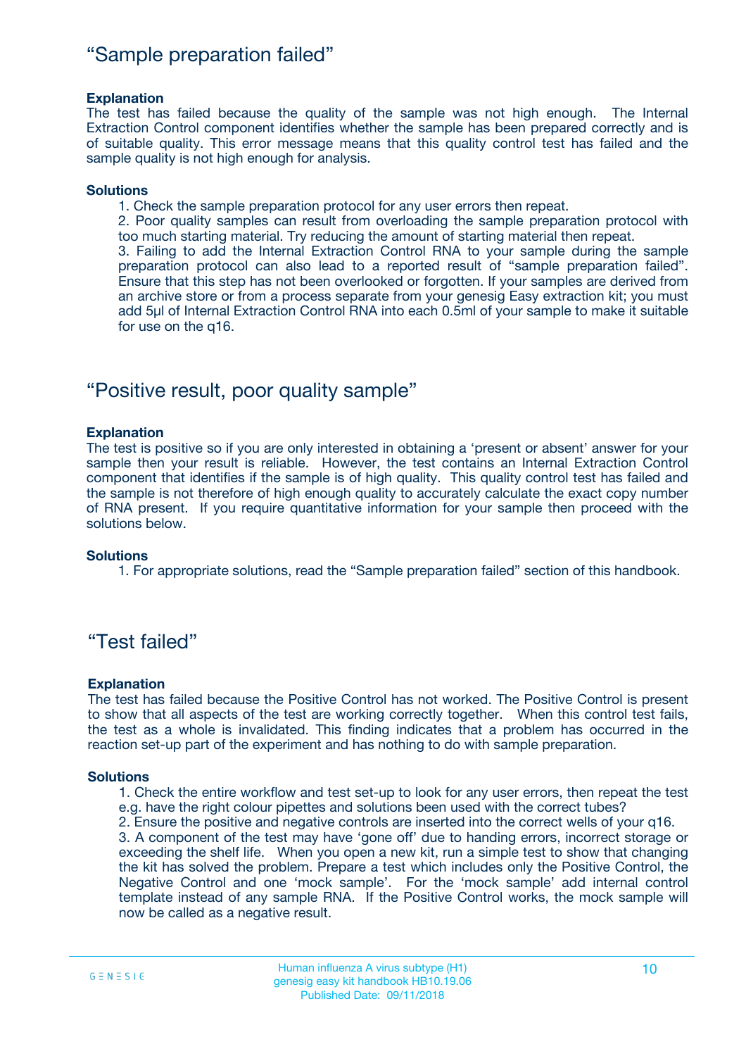## "Sample preparation failed"

**Explanation**

The test has failed because the quality of the sample was not high enough. The Internal Extraction Control component identifies whether the sample has been prepared correctly and is of suitable quality. This error message means that this quality control test has failed and the sample quality is not high enough for analysis.

**Solutions**

1. Check the sample preparation protocol for any user errors then repeat.
2. Poor quality samples can result from overloading the sample preparation protocol with too much starting material. Try reducing the amount of starting material then repeat.
3. Failing to add the Internal Extraction Control RNA to your sample during the sample preparation protocol can also lead to a reported result of "sample preparation failed". Ensure that this step has not been overlooked or forgotten. If your samples are derived from an archive store or from a process separate from your genesig Easy extraction kit; you must add 5µl of Internal Extraction Control RNA into each 0.5ml of your sample to make it suitable for use on the q16.

## "Positive result, poor quality sample"

**Explanation**

The test is positive so if you are only interested in obtaining a 'present or absent' answer for your sample then your result is reliable. However, the test contains an Internal Extraction Control component that identifies if the sample is of high quality. This quality control test has failed and the sample is not therefore of high enough quality to accurately calculate the exact copy number of RNA present. If you require quantitative information for your sample then proceed with the solutions below.

**Solutions**

1. For appropriate solutions, read the "Sample preparation failed" section of this handbook.

## "Test failed"

**Explanation**

The test has failed because the Positive Control has not worked. The Positive Control is present to show that all aspects of the test are working correctly together. When this control test fails, the test as a whole is invalidated. This finding indicates that a problem has occurred in the reaction set-up part of the experiment and has nothing to do with sample preparation.

**Solutions**

1. Check the entire workflow and test set-up to look for any user errors, then repeat the test e.g. have the right colour pipettes and solutions been used with the correct tubes?
2. Ensure the positive and negative controls are inserted into the correct wells of your q16.
3. A component of the test may have 'gone off' due to handing errors, incorrect storage or exceeding the shelf life. When you open a new kit, run a simple test to show that changing the kit has solved the problem. Prepare a test which includes only the Positive Control, the Negative Control and one 'mock sample'. For the 'mock sample' add internal control template instead of any sample RNA. If the Positive Control works, the mock sample will now be called as a negative result.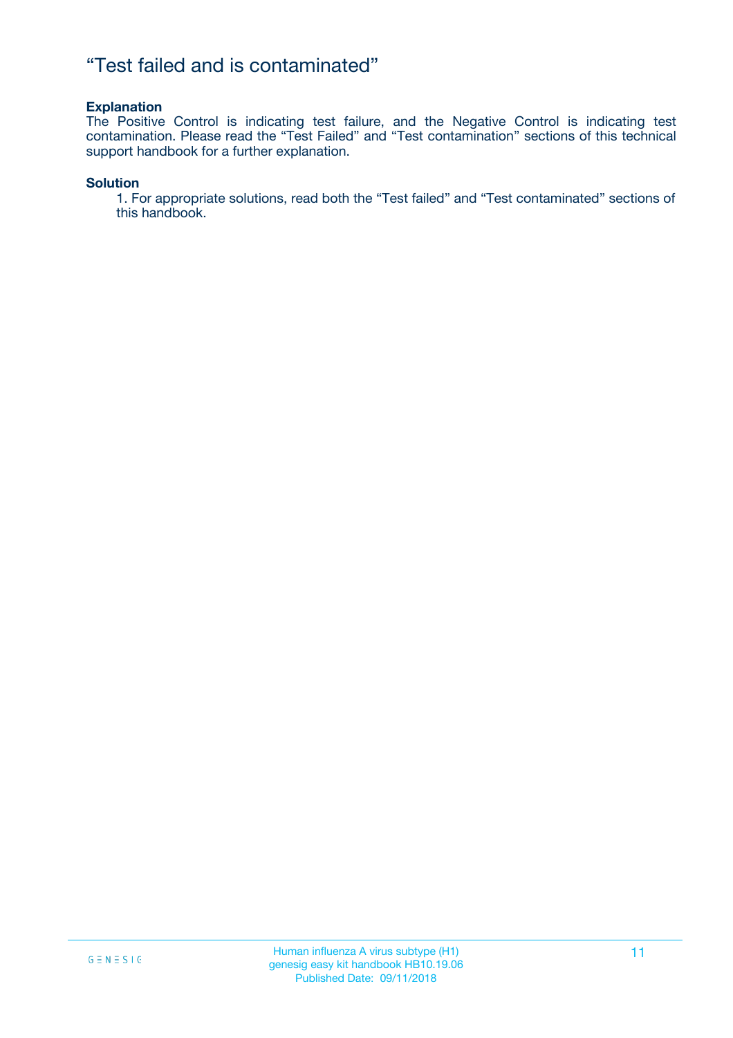# “Test failed and is contaminated”

**Explanation**

The Positive Control is indicating test failure, and the Negative Control is indicating test contamination. Please read the “Test Failed” and “Test contamination” sections of this technical support handbook for a further explanation.

**Solution**

1. For appropriate solutions, read both the “Test failed” and “Test contaminated” sections of this handbook.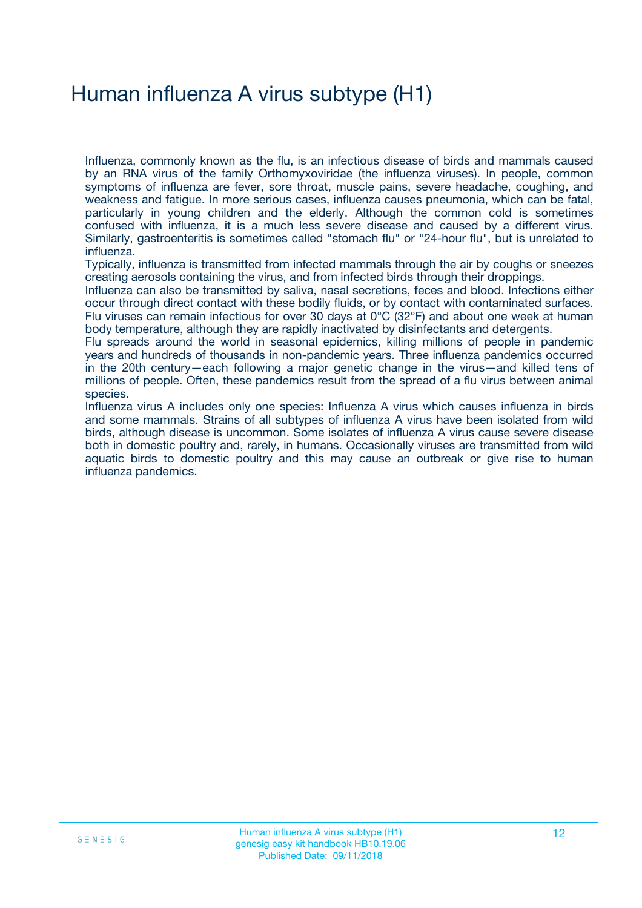# Human influenza A virus subtype (H1)

Influenza, commonly known as the flu, is an infectious disease of birds and mammals caused by an RNA virus of the family Orthomyxoviridae (the influenza viruses). In people, common symptoms of influenza are fever, sore throat, muscle pains, severe headache, coughing, and weakness and fatigue. In more serious cases, influenza causes pneumonia, which can be fatal, particularly in young children and the elderly. Although the common cold is sometimes confused with influenza, it is a much less severe disease and caused by a different virus. Similarly, gastroenteritis is sometimes called "stomach flu" or "24-hour flu", but is unrelated to influenza.

Typically, influenza is transmitted from infected mammals through the air by coughs or sneezes creating aerosols containing the virus, and from infected birds through their droppings.

Influenza can also be transmitted by saliva, nasal secretions, feces and blood. Infections either occur through direct contact with these bodily fluids, or by contact with contaminated surfaces. Flu viruses can remain infectious for over 30 days at 0°C (32°F) and about one week at human body temperature, although they are rapidly inactivated by disinfectants and detergents.

Flu spreads around the world in seasonal epidemics, killing millions of people in pandemic years and hundreds of thousands in non-pandemic years. Three influenza pandemics occurred in the 20th century—each following a major genetic change in the virus—and killed tens of millions of people. Often, these pandemics result from the spread of a flu virus between animal species.

Influenza virus A includes only one species: Influenza A virus which causes influenza in birds and some mammals. Strains of all subtypes of influenza A virus have been isolated from wild birds, although disease is uncommon. Some isolates of influenza A virus cause severe disease both in domestic poultry and, rarely, in humans. Occasionally viruses are transmitted from wild aquatic birds to domestic poultry and this may cause an outbreak or give rise to human influenza pandemics.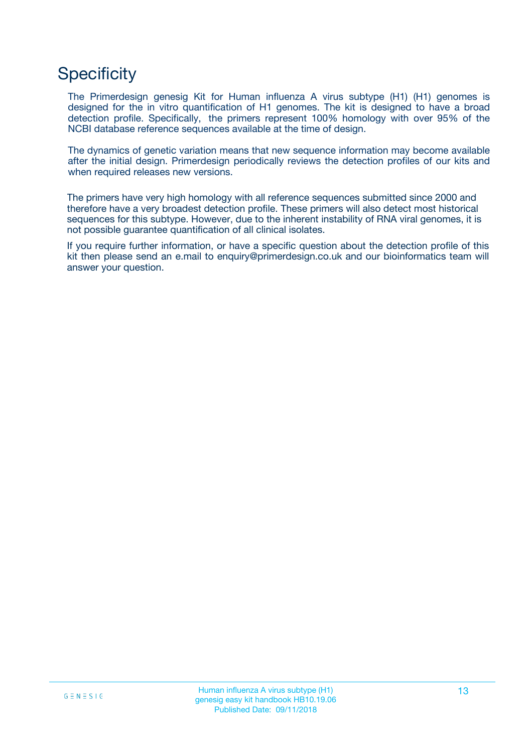# Specificity

The Primerdesign genesig Kit for Human influenza A virus subtype (H1) (H1) genomes is designed for the in vitro quantification of H1 genomes. The kit is designed to have a broad detection profile. Specifically, the primers represent 100% homology with over 95% of the NCBI database reference sequences available at the time of design.

The dynamics of genetic variation means that new sequence information may become available after the initial design. Primerdesign periodically reviews the detection profiles of our kits and when required releases new versions.

The primers have very high homology with all reference sequences submitted since 2000 and therefore have a very broadest detection profile. These primers will also detect most historical sequences for this subtype. However, due to the inherent instability of RNA viral genomes, it is not possible guarantee quantification of all clinical isolates.

If you require further information, or have a specific question about the detection profile of this kit then please send an e.mail to enquiry@primerdesign.co.uk and our bioinformatics team will answer your question.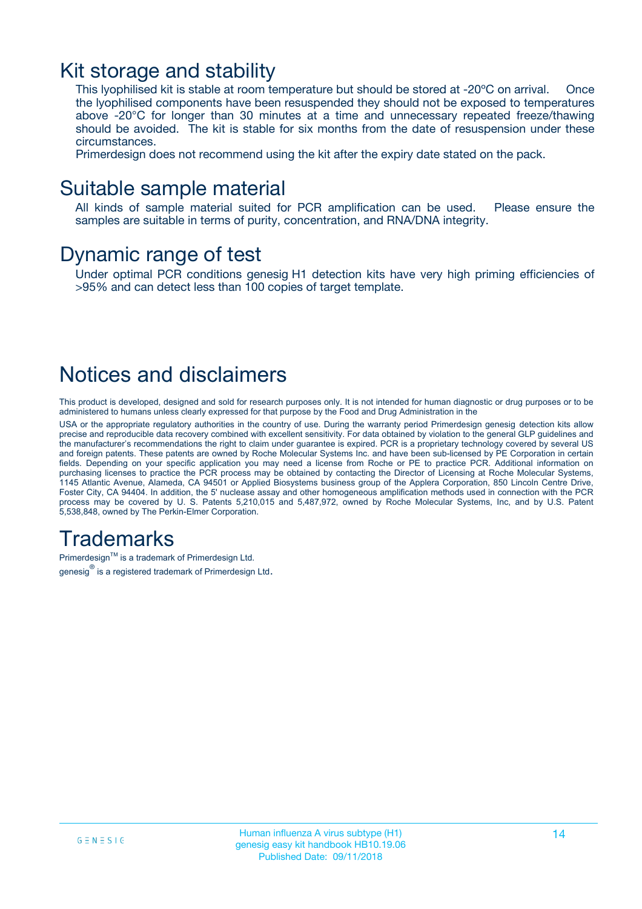## Kit storage and stability

This lyophilised kit is stable at room temperature but should be stored at -20ºC on arrival. Once the lyophilised components have been resuspended they should not be exposed to temperatures above -20°C for longer than 30 minutes at a time and unnecessary repeated freeze/thawing should be avoided. The kit is stable for six months from the date of resuspension under these circumstances.

Primerdesign does not recommend using the kit after the expiry date stated on the pack.

## Suitable sample material

All kinds of sample material suited for PCR amplification can be used. Please ensure the samples are suitable in terms of purity, concentration, and RNA/DNA integrity.

## Dynamic range of test

Under optimal PCR conditions genesig H1 detection kits have very high priming efficiencies of >95% and can detect less than 100 copies of target template.

## Notices and disclaimers

This product is developed, designed and sold for research purposes only. It is not intended for human diagnostic or drug purposes or to be administered to humans unless clearly expressed for that purpose by the Food and Drug Administration in the

USA or the appropriate regulatory authorities in the country of use. During the warranty period Primerdesign genesig detection kits allow precise and reproducible data recovery combined with excellent sensitivity. For data obtained by violation to the general GLP guidelines and the manufacturer's recommendations the right to claim under guarantee is expired. PCR is a proprietary technology covered by several US and foreign patents. These patents are owned by Roche Molecular Systems Inc. and have been sub-licensed by PE Corporation in certain fields. Depending on your specific application you may need a license from Roche or PE to practice PCR. Additional information on purchasing licenses to practice the PCR process may be obtained by contacting the Director of Licensing at Roche Molecular Systems, 1145 Atlantic Avenue, Alameda, CA 94501 or Applied Biosystems business group of the Applera Corporation, 850 Lincoln Centre Drive, Foster City, CA 94404. In addition, the 5' nuclease assay and other homogeneous amplification methods used in connection with the PCR process may be covered by U. S. Patents 5,210,015 and 5,487,972, owned by Roche Molecular Systems, Inc, and by U.S. Patent 5,538,848, owned by The Perkin-Elmer Corporation.

## Trademarks

Primerdesign™ is a trademark of Primerdesign Ltd.

genesig® is a registered trademark of Primerdesign Ltd.